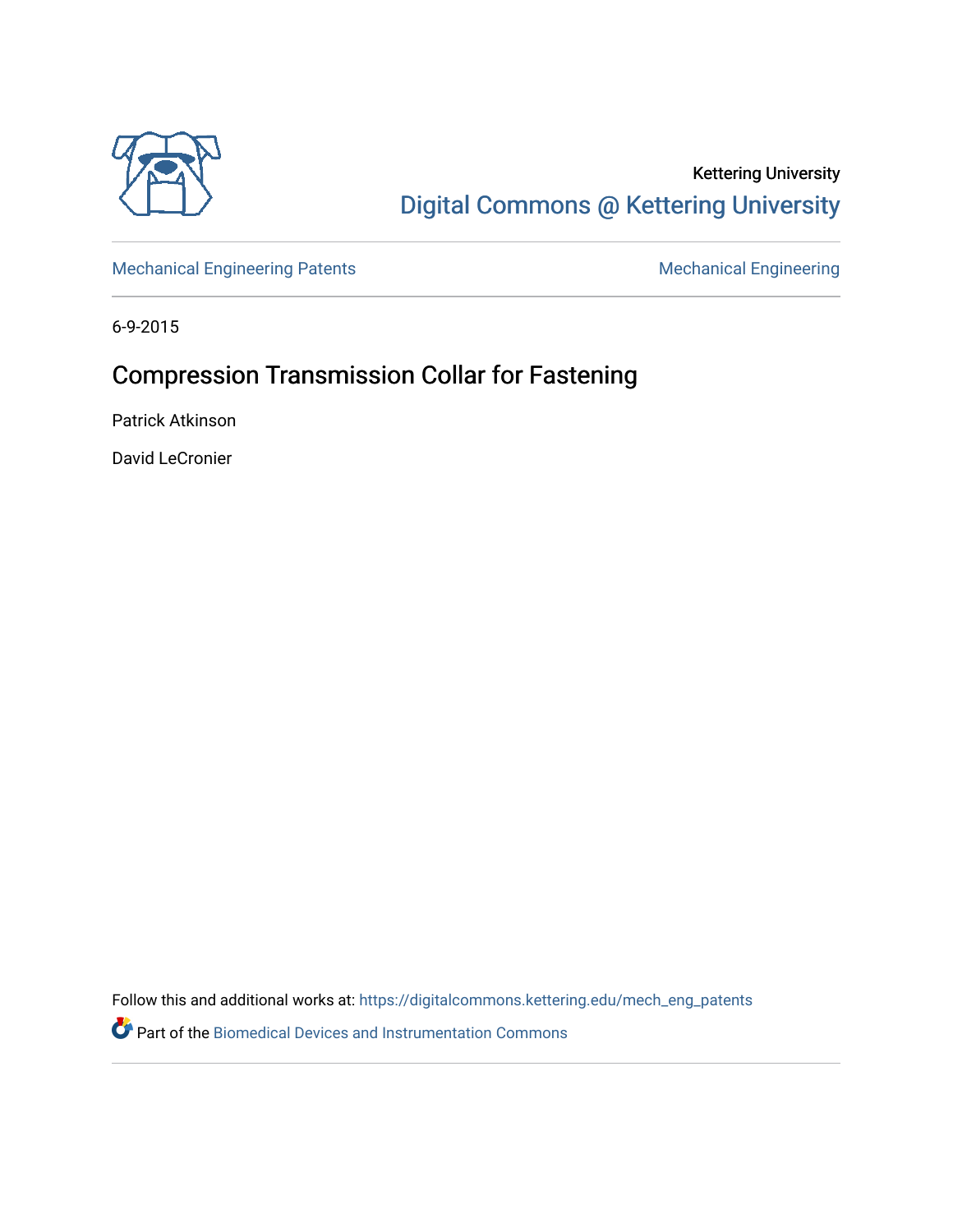Kettering University

Digital Commons @ Kettering University

Mechanical Engineering Patents

Mechanical Engineering

6-9-2015

# Compression Transmission Collar for Fastening

Patrick Atkinson

David LeCronier

Follow this and additional works at: https://digitalcommons.kettering.edu/mech_eng_patents

Part of the Biomedical Devices and Instrumentation Commons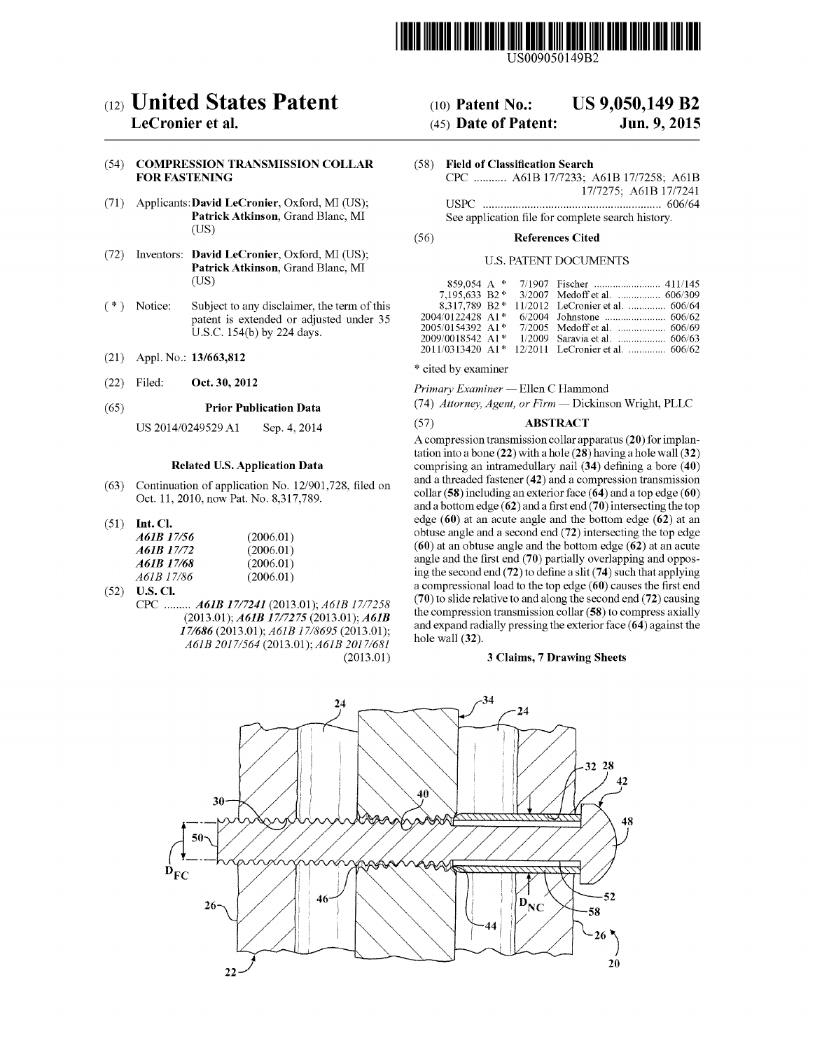# (12) United States Patent

**LeCronier et al.**

(10) **Patent No.:** US 9,050,149 B2

(45) **Date of Patent:** Jun. 9, 2015

US009050149B2

(54) **COMPRESSION TRANSMISSION COLLAR FOR FASTENING**

(71) Applicants: **David LeCronier**, Oxford, MI (US); **Patrick Atkinson**, Grand Blanc, MI (US)

(72) Inventors: **David LeCronier**, Oxford, MI (US); **Patrick Atkinson**, Grand Blanc, MI (US)

(*) Notice: Subject to any disclaimer, the term of this patent is extended or adjusted under 35 U.S.C. 154(b) by 224 days.

(21) Appl. No.: **13/663,812**

(22) Filed: **Oct. 30, 2012**

(65) **Prior Publication Data**

US 2014/0249529 A1 Sep. 4, 2014

**Related U.S. Application Data**

(63) Continuation of application No. 12/901,728, filed on Oct. 11, 2010, now Pat. No. 8,317,789.

(51) **Int. Cl.**

| | |
|---|---|
| ***A61B 17/56*** | (2006.01) |
| ***A61B 17/72*** | (2006.01) |
| ***A61B 17/68*** | (2006.01) |
| *A61B 17/86* | (2006.01) |

(52) **U.S. Cl.**

CPC ......... ***A61B 17/7241*** (2013.01); *A61B 17/7258* (2013.01); ***A61B 17/7275*** (2013.01); ***A61B 17/686*** (2013.01); *A61B 17/8695* (2013.01); *A61B 2017/564* (2013.01); *A61B 2017/681* (2013.01)

(58) **Field of Classification Search**

CPC ........... A61B 17/7233; A61B 17/7258; A61B 17/7275; A61B 17/7241

USPC ........................................................... 606/64

See application file for complete search history.

(56) **References Cited**

U.S. PATENT DOCUMENTS

| | | | | |
|---|---|---|---|---|
| 859,054 | A * | 7/1907 | Fischer | 411/145 |
| 7,195,633 | B2 * | 3/2007 | Medoff et al. | 606/309 |
| 8,317,789 | B2 * | 11/2012 | LeCronier et al. | 606/64 |
| 2004/0122428 | A1 * | 6/2004 | Johnstone | 606/62 |
| 2005/0154392 | A1 * | 7/2005 | Medoff et al. | 606/69 |
| 2009/0018542 | A1 * | 1/2009 | Saravia et al. | 606/63 |
| 2011/0313420 | A1 * | 12/2011 | LeCronier et al. | 606/62 |

\* cited by examiner

*Primary Examiner* — Ellen C Hammond

(74) *Attorney, Agent, or Firm* — Dickinson Wright, PLLC

(57) **ABSTRACT**

A compression transmission collar apparatus (**20**) for implantation into a bone (**22**) with a hole (**28**) having a hole wall (**32**) comprising an intramedullary nail (**34**) defining a bore (**40**) and a threaded fastener (**42**) and a compression transmission collar (**58**) including an exterior face (**64**) and a top edge (**60**) and a bottom edge (**62**) and a first end (**70**) intersecting the top edge (**60**) at an acute angle and the bottom edge (**62**) at an obtuse angle and a second end (**72**) intersecting the top edge (**60**) at an obtuse angle and the bottom edge (**62**) at an acute angle and the first end (**70**) partially overlapping and opposing the second end (**72**) to define a slit (**74**) such that applying a compressional load to the top edge (**60**) causes the first end (**70**) to slide relative to and along the second end (**72**) causing the compression transmission collar (**58**) to compress axially and expand radially pressing the exterior face (**64**) against the hole wall (**32**).

**3 Claims, 7 Drawing Sheets**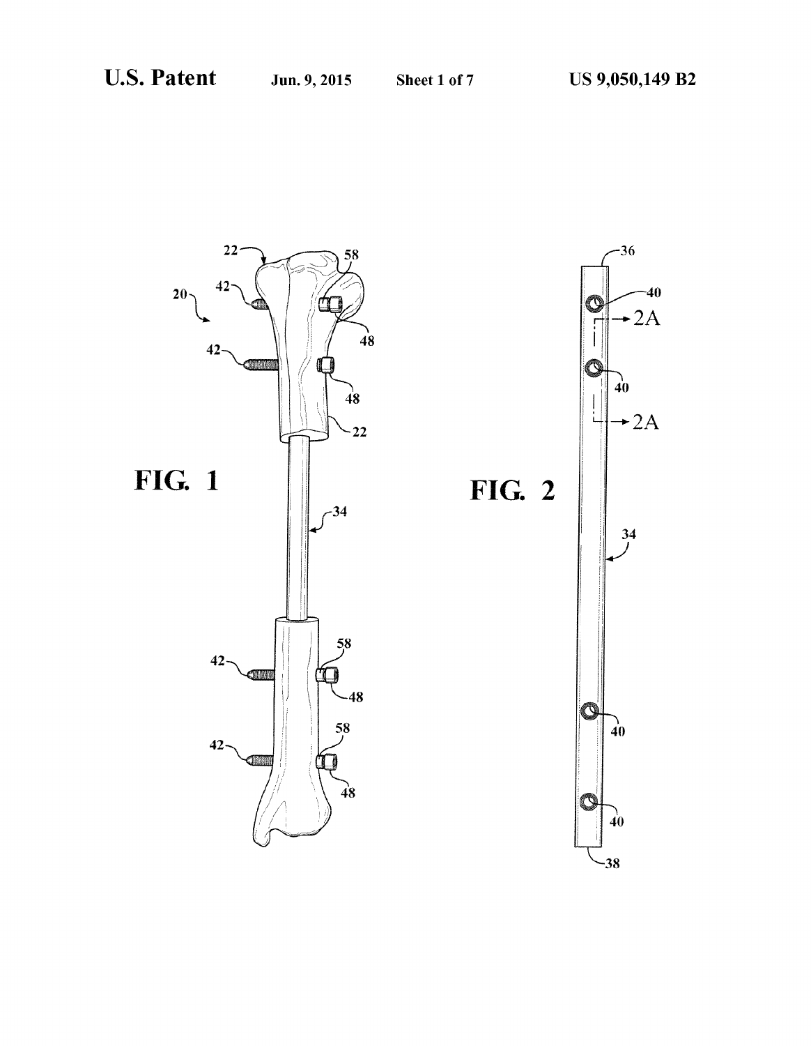FIG. 1

FIG. 2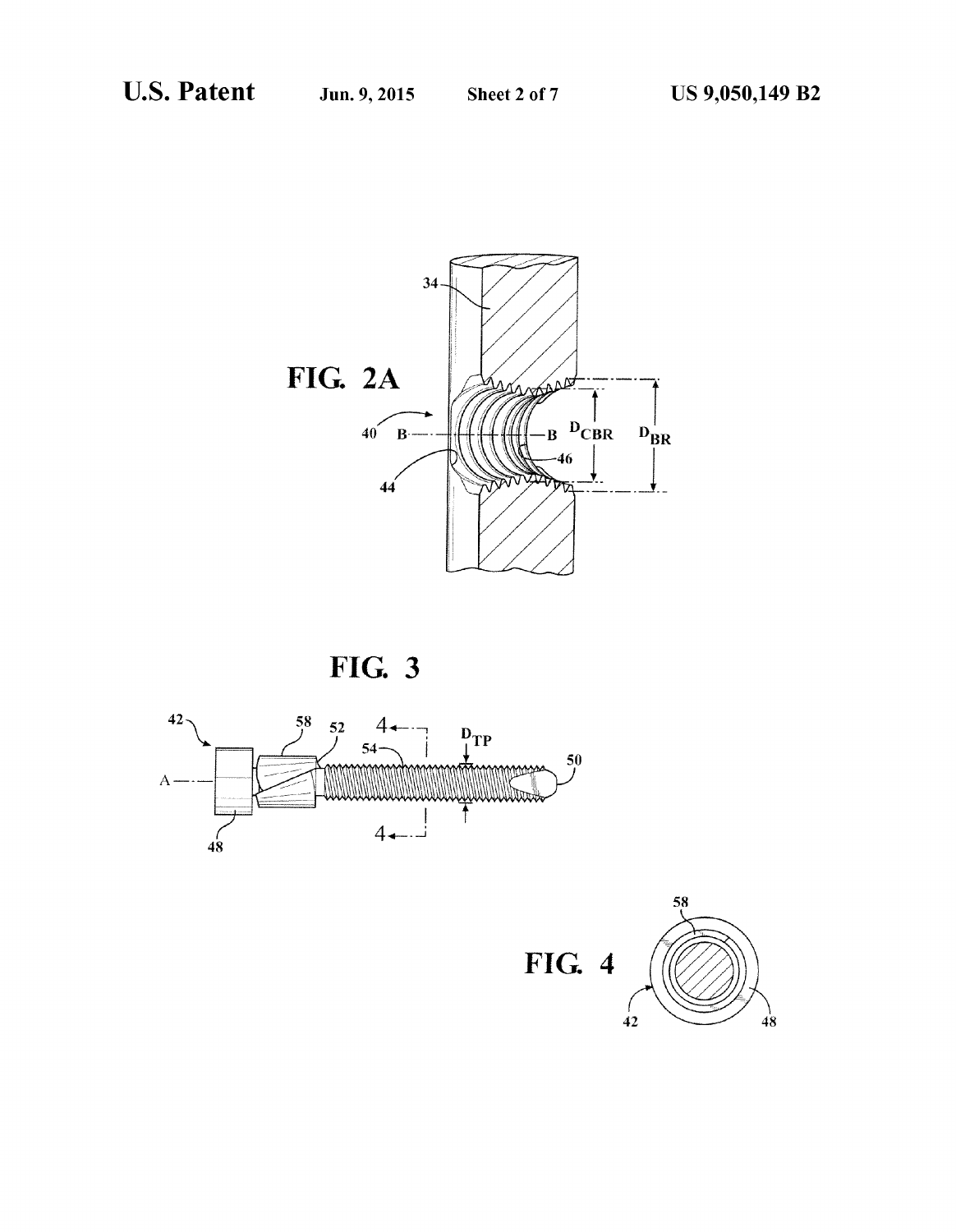FIG. 2A

FIG. 3

FIG. 4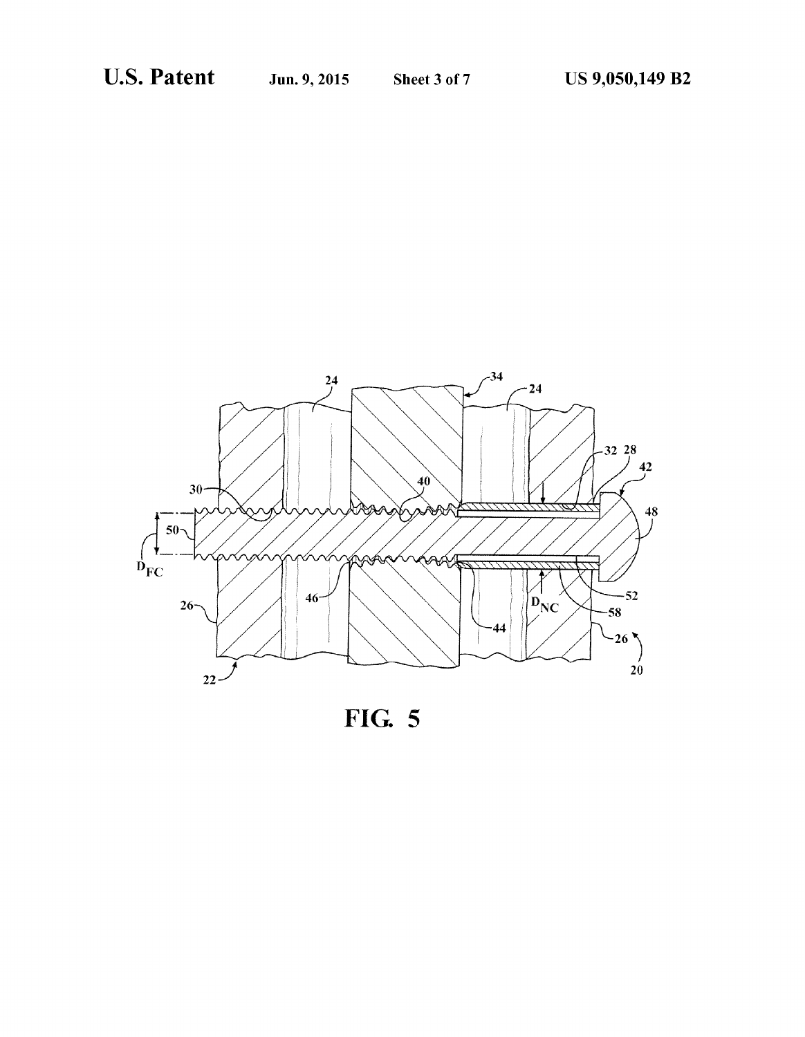FIG. 5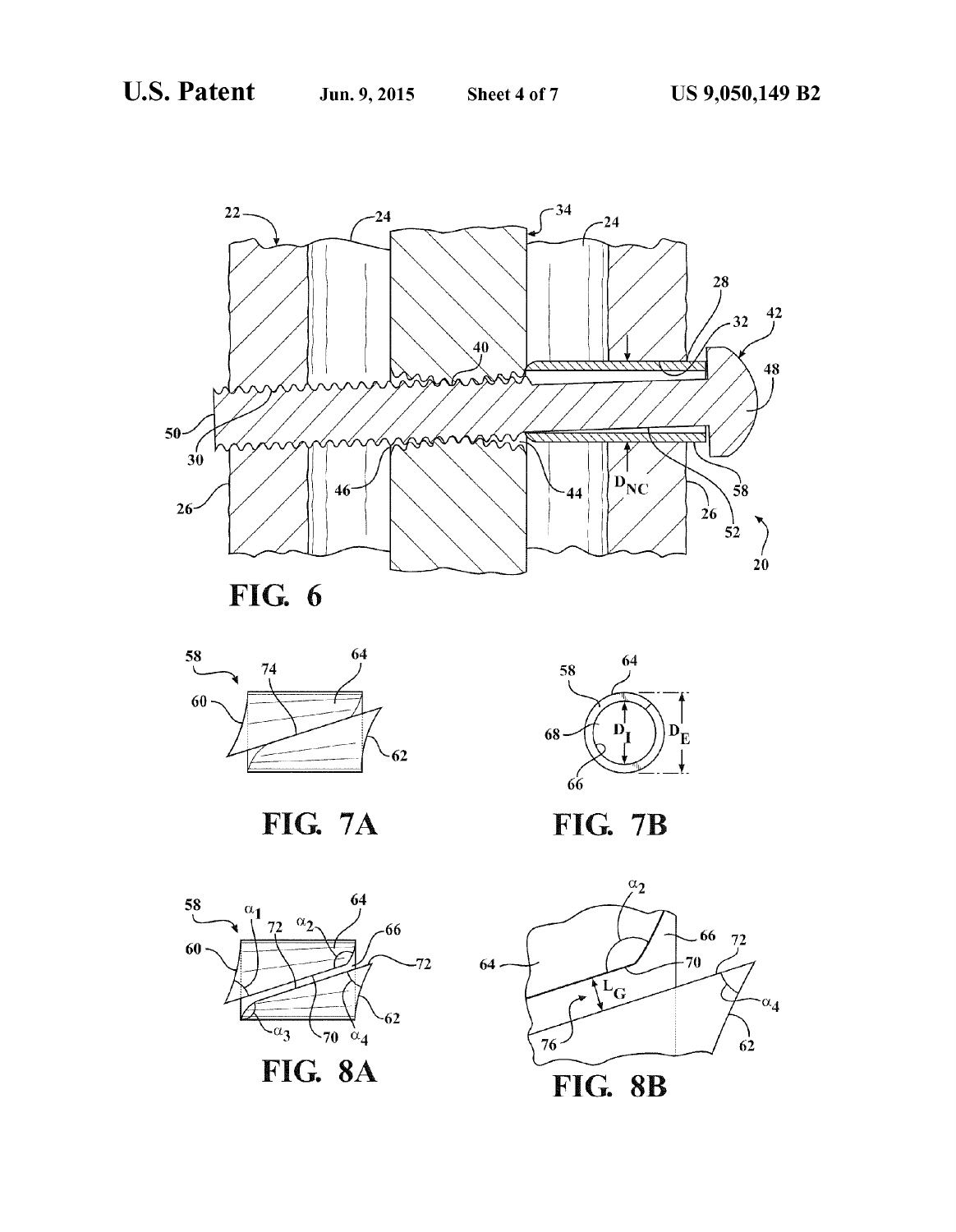FIG. 6

FIG. 7A

FIG. 7B

FIG. 8A

FIG. 8B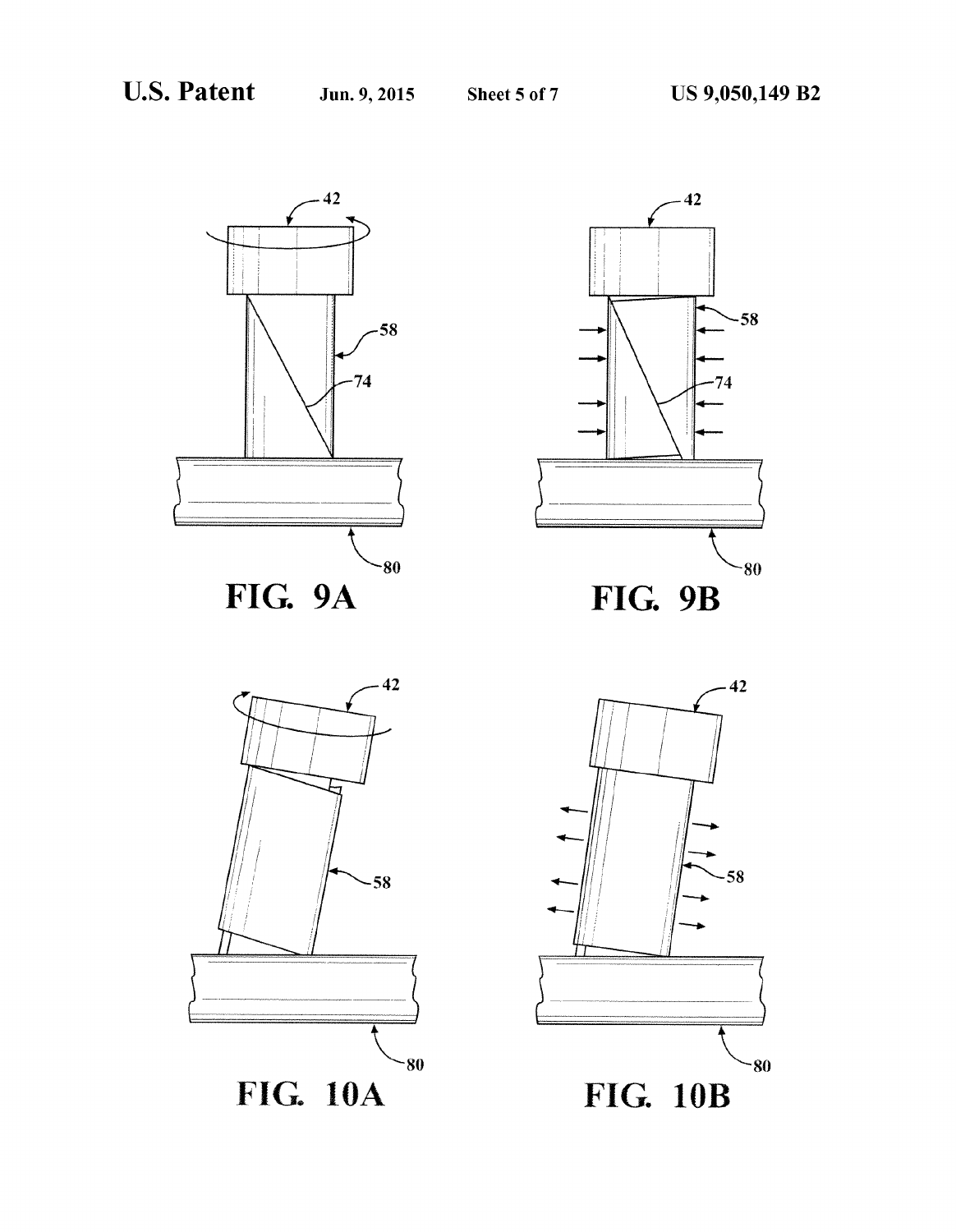FIG. 9A

FIG. 9B

FIG. 10A

FIG. 10B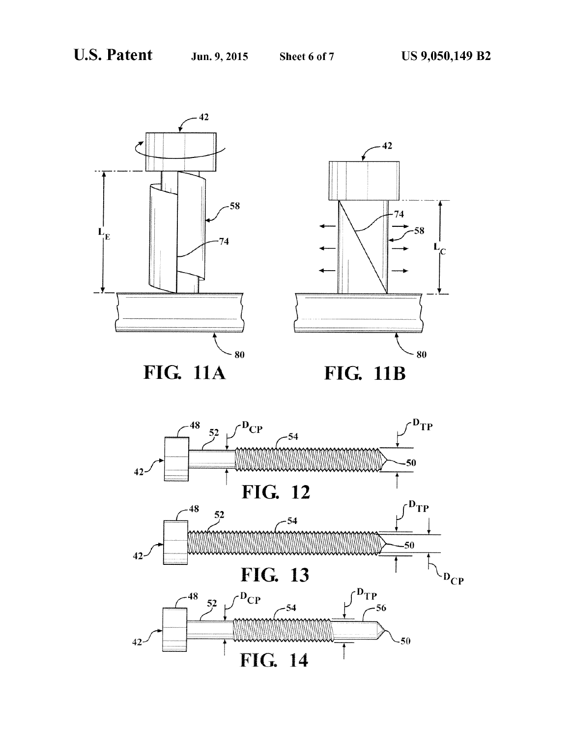FIG. 11A

FIG. 11B

FIG. 12

FIG. 13

FIG. 14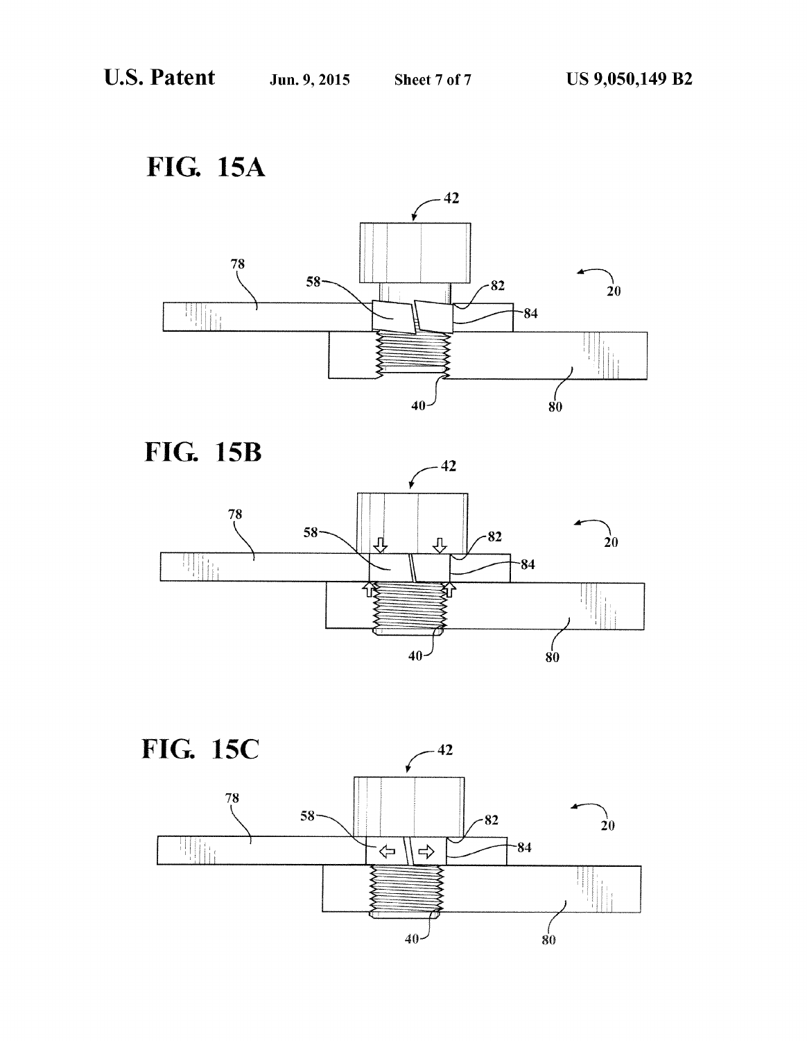FIG. 15A

42

78

58

82

20

84

40

80

FIG. 15B

42

78

58

82

20

84

40

80

FIG. 15C

42

78

58

82

20

84

40

80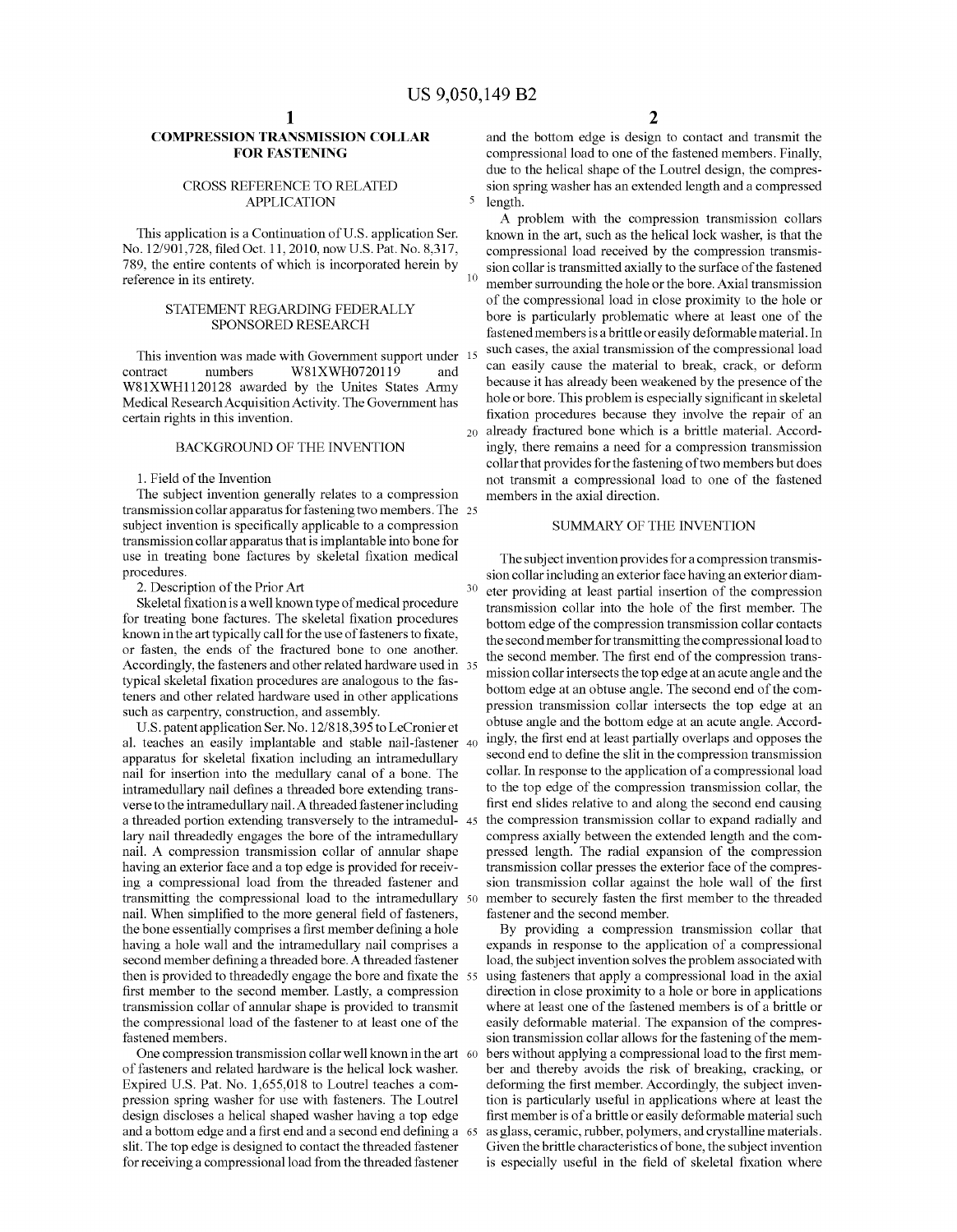# COMPRESSION TRANSMISSION COLLAR FOR FASTENING

## CROSS REFERENCE TO RELATED APPLICATION

This application is a Continuation of U.S. application Ser. No. 12/901,728, filed Oct. 11, 2010, now U.S. Pat. No. 8,317, 789, the entire contents of which is incorporated herein by reference in its entirety.

## STATEMENT REGARDING FEDERALLY SPONSORED RESEARCH

This invention was made with Government support under contract numbers W81XWH0720119 and W81XWH1120128 awarded by the Unites States Army Medical Research Acquisition Activity. The Government has certain rights in this invention.

## BACKGROUND OF THE INVENTION

1. Field of the Invention

The subject invention generally relates to a compression transmission collar apparatus for fastening two members. The subject invention is specifically applicable to a compression transmission collar apparatus that is implantable into bone for use in treating bone factures by skeletal fixation medical procedures.

2. Description of the Prior Art

Skeletal fixation is a well known type of medical procedure for treating bone factures. The skeletal fixation procedures known in the art typically call for the use of fasteners to fixate, or fasten, the ends of the fractured bone to one another. Accordingly, the fasteners and other related hardware used in typical skeletal fixation procedures are analogous to the fasteners and other related hardware used in other applications such as carpentry, construction, and assembly.

U.S. patent application Ser. No. 12/818,395 to LeCronier et al. teaches an easily implantable and stable nail-fastener apparatus for skeletal fixation including an intramedullary nail for insertion into the medullary canal of a bone. The intramedullary nail defines a threaded bore extending transverse to the intramedullary nail. A threaded fastener including a threaded portion extending transversely to the intramedullary nail threadedly engages the bore of the intramedullary nail. A compression transmission collar of annular shape having an exterior face and a top edge is provided for receiving a compressional load from the threaded fastener and transmitting the compressional load to the intramedullary nail. When simplified to the more general field of fasteners, the bone essentially comprises a first member defining a hole having a hole wall and the intramedullary nail comprises a second member defining a threaded bore. A threaded fastener then is provided to threadedly engage the bore and fixate the first member to the second member. Lastly, a compression transmission collar of annular shape is provided to transmit the compressional load of the fastener to at least one of the fastened members.

One compression transmission collar well known in the art of fasteners and related hardware is the helical lock washer. Expired U.S. Pat. No. 1,655,018 to Loutrel teaches a compression spring washer for use with fasteners. The Loutrel design discloses a helical shaped washer having a top edge and a bottom edge and a first end and a second end defining a slit. The top edge is designed to contact the threaded fastener for receiving a compressional load from the threaded fastener and the bottom edge is design to contact and transmit the compressional load to one of the fastened members. Finally, due to the helical shape of the Loutrel design, the compression spring washer has an extended length and a compressed length.

A problem with the compression transmission collars known in the art, such as the helical lock washer, is that the compressional load received by the compression transmission collar is transmitted axially to the surface of the fastened member surrounding the hole or the bore. Axial transmission of the compressional load in close proximity to the hole or bore is particularly problematic where at least one of the fastened members is a brittle or easily deformable material. In such cases, the axial transmission of the compressional load can easily cause the material to break, crack, or deform because it has already been weakened by the presence of the hole or bore. This problem is especially significant in skeletal fixation procedures because they involve the repair of an already fractured bone which is a brittle material. Accordingly, there remains a need for a compression transmission collar that provides for the fastening of two members but does not transmit a compressional load to one of the fastened members in the axial direction.

## SUMMARY OF THE INVENTION

The subject invention provides for a compression transmission collar including an exterior face having an exterior diameter providing at least partial insertion of the compression transmission collar into the hole of the first member. The bottom edge of the compression transmission collar contacts the second member for transmitting the compressional load to the second member. The first end of the compression transmission collar intersects the top edge at an acute angle and the bottom edge at an obtuse angle. The second end of the compression transmission collar intersects the top edge at an obtuse angle and the bottom edge at an acute angle. Accordingly, the first end at least partially overlaps and opposes the second end to define the slit in the compression transmission collar. In response to the application of a compressional load to the top edge of the compression transmission collar, the first end slides relative to and along the second end causing the compression transmission collar to expand radially and compress axially between the extended length and the compressed length. The radial expansion of the compression transmission collar presses the exterior face of the compression transmission collar against the hole wall of the first member to securely fasten the first member to the threaded fastener and the second member.

By providing a compression transmission collar that expands in response to the application of a compressional load, the subject invention solves the problem associated with using fasteners that apply a compressional load in the axial direction in close proximity to a hole or bore in applications where at least one of the fastened members is of a brittle or easily deformable material. The expansion of the compression transmission collar allows for the fastening of the members without applying a compressional load to the first member and thereby avoids the risk of breaking, cracking, or deforming the first member. Accordingly, the subject invention is particularly useful in applications where at least the first member is of a brittle or easily deformable material such as glass, ceramic, rubber, polymers, and crystalline materials. Given the brittle characteristics of bone, the subject invention is especially useful in the field of skeletal fixation where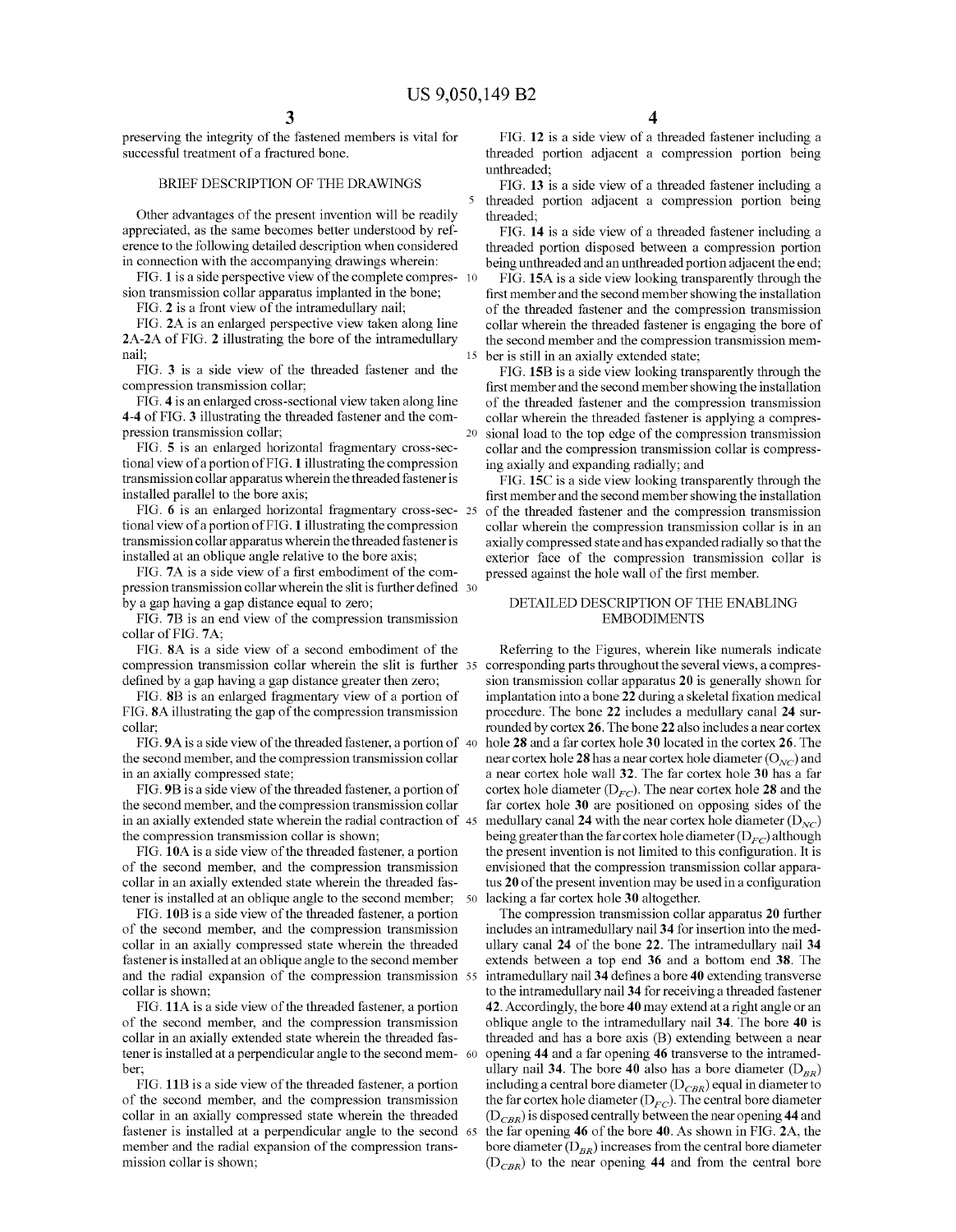preserving the integrity of the fastened members is vital for successful treatment of a fractured bone.

## BRIEF DESCRIPTION OF THE DRAWINGS

Other advantages of the present invention will be readily appreciated, as the same becomes better understood by reference to the following detailed description when considered in connection with the accompanying drawings wherein:

FIG. **1** is a side perspective view of the complete compression transmission collar apparatus implanted in the bone;

FIG. **2** is a front view of the intramedullary nail;

FIG. **2A** is an enlarged perspective view taken along line **2A-2A** of FIG. **2** illustrating the bore of the intramedullary nail;

FIG. **3** is a side view of the threaded fastener and the compression transmission collar;

FIG. **4** is an enlarged cross-sectional view taken along line **4-4** of FIG. **3** illustrating the threaded fastener and the compression transmission collar;

FIG. **5** is an enlarged horizontal fragmentary cross-sectional view of a portion of FIG. **1** illustrating the compression transmission collar apparatus wherein the threaded fastener is installed parallel to the bore axis;

FIG. **6** is an enlarged horizontal fragmentary cross-sectional view of a portion of FIG. **1** illustrating the compression transmission collar apparatus wherein the threaded fastener is installed at an oblique angle relative to the bore axis;

FIG. **7A** is a side view of a first embodiment of the compression transmission collar wherein the slit is further defined by a gap having a gap distance equal to zero;

FIG. **7B** is an end view of the compression transmission collar of FIG. **7A**;

FIG. **8A** is a side view of a second embodiment of the compression transmission collar wherein the slit is further defined by a gap having a gap distance greater then zero;

FIG. **8B** is an enlarged fragmentary view of a portion of FIG. **8A** illustrating the gap of the compression transmission collar;

FIG. **9A** is a side view of the threaded fastener, a portion of the second member, and the compression transmission collar in an axially compressed state;

FIG. **9B** is a side view of the threaded fastener, a portion of the second member, and the compression transmission collar in an axially extended state wherein the radial contraction of the compression transmission collar is shown;

FIG. **10A** is a side view of the threaded fastener, a portion of the second member, and the compression transmission collar in an axially extended state wherein the threaded fastener is installed at an oblique angle to the second member;

FIG. **10B** is a side view of the threaded fastener, a portion of the second member, and the compression transmission collar in an axially compressed state wherein the threaded fastener is installed at an oblique angle to the second member and the radial expansion of the compression transmission collar is shown;

FIG. **11A** is a side view of the threaded fastener, a portion of the second member, and the compression transmission collar in an axially extended state wherein the threaded fastener is installed at a perpendicular angle to the second member;

FIG. **11B** is a side view of the threaded fastener, a portion of the second member, and the compression transmission collar in an axially compressed state wherein the threaded fastener is installed at a perpendicular angle to the second member and the radial expansion of the compression transmission collar is shown;

FIG. **12** is a side view of a threaded fastener including a threaded portion adjacent a compression portion being unthreaded;

FIG. **13** is a side view of a threaded fastener including a threaded portion adjacent a compression portion being threaded;

FIG. **14** is a side view of a threaded fastener including a threaded portion disposed between a compression portion being unthreaded and an unthreaded portion adjacent the end;

FIG. **15A** is a side view looking transparently through the first member and the second member showing the installation of the threaded fastener and the compression transmission collar wherein the threaded fastener is engaging the bore of the second member and the compression transmission member is still in an axially extended state;

FIG. **15B** is a side view looking transparently through the first member and the second member showing the installation of the threaded fastener and the compression transmission collar wherein the threaded fastener is applying a compressional load to the top edge of the compression transmission collar and the compression transmission collar is compressing axially and expanding radially; and

FIG. **15C** is a side view looking transparently through the first member and the second member showing the installation of the threaded fastener and the compression transmission collar wherein the compression transmission collar is in an axially compressed state and has expanded radially so that the exterior face of the compression transmission collar is pressed against the hole wall of the first member.

## DETAILED DESCRIPTION OF THE ENABLING EMBODIMENTS

Referring to the Figures, wherein like numerals indicate corresponding parts throughout the several views, a compression transmission collar apparatus **20** is generally shown for implantation into a bone **22** during a skeletal fixation medical procedure. The bone **22** includes a medullary canal **24** surrounded by cortex **26**. The bone **22** also includes a near cortex hole **28** and a far cortex hole **30** located in the cortex **26**. The near cortex hole **28** has a near cortex hole diameter ($O_{NC}$) and a near cortex hole wall **32**. The far cortex hole **30** has a far cortex hole diameter ($D_{FC}$). The near cortex hole **28** and the far cortex hole **30** are positioned on opposing sides of the medullary canal **24** with the near cortex hole diameter ($D_{NC}$) being greater than the far cortex hole diameter ($D_{FC}$) although the present invention is not limited to this configuration. It is envisioned that the compression transmission collar apparatus **20** of the present invention may be used in a configuration lacking a far cortex hole **30** altogether.

The compression transmission collar apparatus **20** further includes an intramedullary nail **34** for insertion into the medullary canal **24** of the bone **22**. The intramedullary nail **34** extends between a top end **36** and a bottom end **38**. The intramedullary nail **34** defines a bore **40** extending transverse to the intramedullary nail **34** for receiving a threaded fastener **42**. Accordingly, the bore **40** may extend at a right angle or an oblique angle to the intramedullary nail **34**. The bore **40** is threaded and has a bore axis (B) extending between a near opening **44** and a far opening **46** transverse to the intramedullary nail **34**. The bore **40** also has a bore diameter ($D_{BR}$) including a central bore diameter ($D_{CBR}$) equal in diameter to the far cortex hole diameter ($D_{FC}$). The central bore diameter ($D_{CBR}$) is disposed centrally between the near opening **44** and the far opening **46** of the bore **40**. As shown in FIG. **2A**, the bore diameter ($D_{BR}$) increases from the central bore diameter ($D_{CBR}$) to the near opening **44** and from the central bore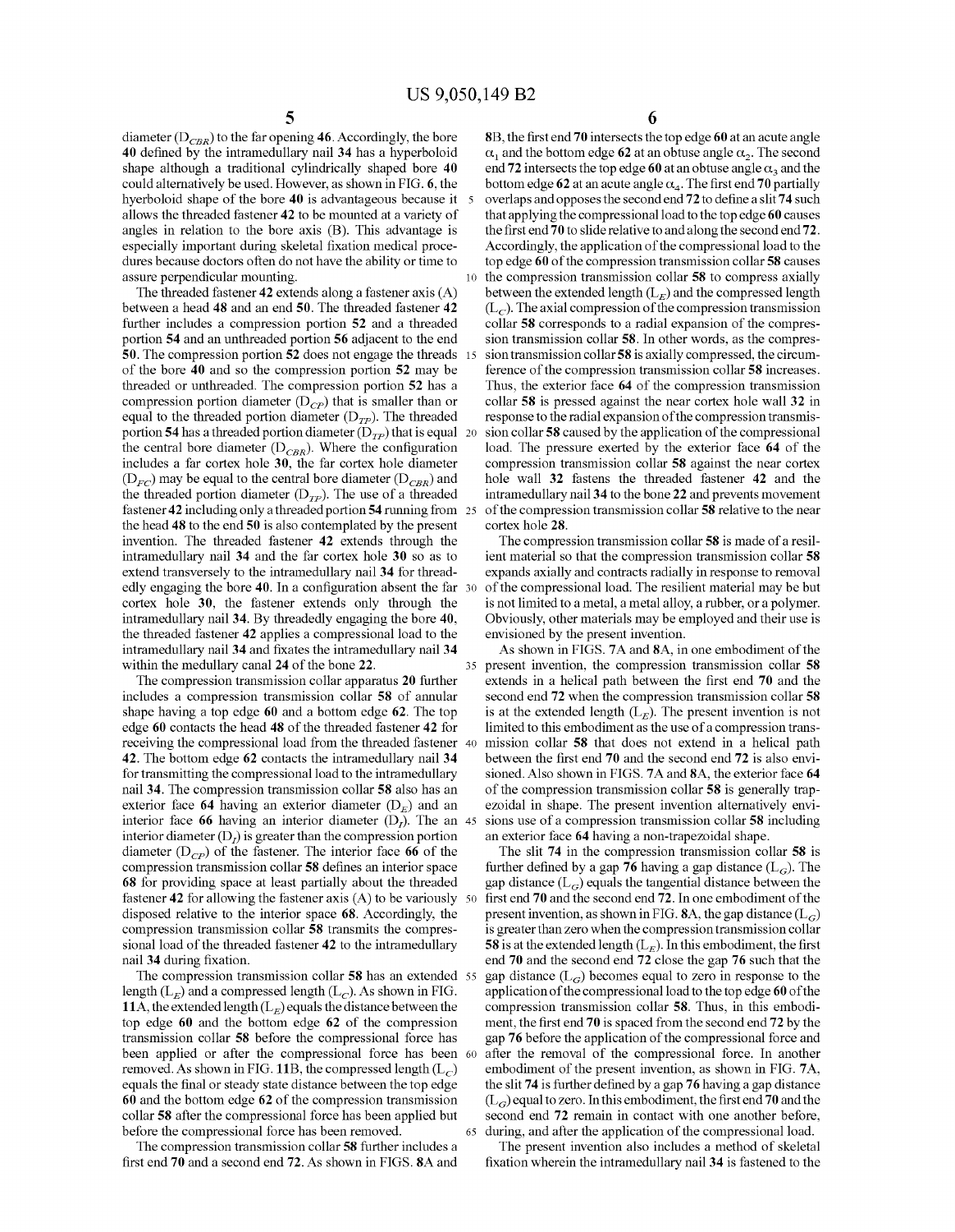diameter ($D_{CBR}$) to the far opening **46**. Accordingly, the bore **40** defined by the intramedullary nail **34** has a hyperboloid shape although a traditional cylindrically shaped bore **40** could alternatively be used. However, as shown in FIG. **6**, the hyperboloid shape of the bore **40** is advantageous because it allows the threaded fastener **42** to be mounted at a variety of angles in relation to the bore axis (B). This advantage is especially important during skeletal fixation medical procedures because doctors often do not have the ability or time to assure perpendicular mounting.

The threaded fastener **42** extends along a fastener axis (A) between a head **48** and an end **50**. The threaded fastener **42** further includes a compression portion **52** and a threaded portion **54** and an unthreaded portion **56** adjacent to the end **50**. The compression portion **52** does not engage the threads of the bore **40** and so the compression portion **52** may be threaded or unthreaded. The compression portion **52** has a compression portion diameter ($D_{CP}$) that is smaller than or equal to the threaded portion diameter ($D_{TP}$). The threaded portion **54** has a threaded portion diameter ($D_{TP}$) that is equal the central bore diameter ($D_{CBR}$). Where the configuration includes a far cortex hole **30**, the far cortex hole diameter ($D_{FC}$) may be equal to the central bore diameter ($D_{CBR}$) and the threaded portion diameter ($D_{TP}$). The use of a threaded fastener **42** including only a threaded portion **54** running from the head **48** to the end **50** is also contemplated by the present invention. The threaded fastener **42** extends through the intramedullary nail **34** and the far cortex hole **30** so as to extend transversely to the intramedullary nail **34** for threadedly engaging the bore **40**. In a configuration absent the far cortex hole **30**, the fastener extends only through the intramedullary nail **34**. By threadedly engaging the bore **40**, the threaded fastener **42** applies a compressional load to the intramedullary nail **34** and fixates the intramedullary nail **34** within the medullary canal **24** of the bone **22**.

The compression transmission collar apparatus **20** further includes a compression transmission collar **58** of annular shape having a top edge **60** and a bottom edge **62**. The top edge **60** contacts the head **48** of the threaded fastener **42** for receiving the compressional load from the threaded fastener **42**. The bottom edge **62** contacts the intramedullary nail **34** for transmitting the compressional load to the intramedullary nail **34**. The compression transmission collar **58** also has an exterior face **64** having an exterior diameter ($D_E$) and an interior face **66** having an interior diameter ($D_I$). The an interior diameter ($D_I$) is greater than the compression portion diameter ($D_{CP}$) of the fastener. The interior face **66** of the compression transmission collar **58** defines an interior space **68** for providing space at least partially about the threaded fastener **42** for allowing the fastener axis (A) to be variously disposed relative to the interior space **68**. Accordingly, the compression transmission collar **58** transmits the compressional load of the threaded fastener **42** to the intramedullary nail **34** during fixation.

The compression transmission collar **58** has an extended length ($L_E$) and a compressed length ($L_C$). As shown in FIG. **11**A, the extended length ($L_E$) equals the distance between the top edge **60** and the bottom edge **62** of the compression transmission collar **58** before the compressional force has been applied or after the compressional force has been removed. As shown in FIG. **11**B, the compressed length ($L_C$) equals the final or steady state distance between the top edge **60** and the bottom edge **62** of the compression transmission collar **58** after the compressional force has been applied but before the compressional force has been removed.

The compression transmission collar **58** further includes a first end **70** and a second end **72**. As shown in FIGS. **8**A and **8**B, the first end **70** intersects the top edge **60** at an acute angle $\alpha_1$ and the bottom edge **62** at an obtuse angle $\alpha_2$. The second end **72** intersects the top edge **60** at an obtuse angle $\alpha_3$ and the bottom edge **62** at an acute angle $\alpha_4$. The first end **70** partially overlaps and opposes the second end **72** to define a slit **74** such that applying the compressional load to the top edge **60** causes the first end **70** to slide relative to and along the second end **72**. Accordingly, the application of the compressional load to the top edge **60** of the compression transmission collar **58** causes the compression transmission collar **58** to compress axially between the extended length ($L_E$) and the compressed length ($L_C$). The axial compression of the compression transmission collar **58** corresponds to a radial expansion of the compression transmission collar **58**. In other words, as the compression transmission collar **58** is axially compressed, the circumference of the compression transmission collar **58** increases. Thus, the exterior face **64** of the compression transmission collar **58** is pressed against the near cortex hole wall **32** in response to the radial expansion of the compression transmission collar **58** caused by the application of the compressional load. The pressure exerted by the exterior face **64** of the compression transmission collar **58** against the near cortex hole wall **32** fastens the threaded fastener **42** and the intramedullary nail **34** to the bone **22** and prevents movement of the compression transmission collar **58** relative to the near cortex hole **28**.

The compression transmission collar **58** is made of a resilient material so that the compression transmission collar **58** expands axially and contracts radially in response to removal of the compressional load. The resilient material may be but is not limited to a metal, a metal alloy, a rubber, or a polymer. Obviously, other materials may be employed and their use is envisioned by the present invention.

As shown in FIGS. **7**A and **8**A, in one embodiment of the present invention, the compression transmission collar **58** extends in a helical path between the first end **70** and the second end **72** when the compression transmission collar **58** is at the extended length ($L_E$). The present invention is not limited to this embodiment as the use of a compression transmission collar **58** that does not extend in a helical path between the first end **70** and the second end **72** is also envisioned. Also shown in FIGS. **7**A and **8**A, the exterior face **64** of the compression transmission collar **58** is generally trapezoidal in shape. The present invention alternatively envisions use of a compression transmission collar **58** including an exterior face **64** having a non-trapezoidal shape.

The slit **74** in the compression transmission collar **58** is further defined by a gap **76** having a gap distance ($L_G$). The gap distance ($L_G$) equals the tangential distance between the first end **70** and the second end **72**. In one embodiment of the present invention, as shown in FIG. **8**A, the gap distance ($L_G$) is greater than zero when the compression transmission collar **58** is at the extended length ($L_E$). In this embodiment, the first end **70** and the second end **72** close the gap **76** such that the gap distance ($L_G$) becomes equal to zero in response to the application of the compressional load to the top edge **60** of the compression transmission collar **58**. Thus, in this embodiment, the first end **70** is spaced from the second end **72** by the gap **76** before the application of the compressional force and after the removal of the compressional force. In another embodiment of the present invention, as shown in FIG. **7**A, the slit **74** is further defined by a gap **76** having a gap distance ($L_G$) equal to zero. In this embodiment, the first end **70** and the second end **72** remain in contact with one another before, during, and after the application of the compressional load.

The present invention also includes a method of skeletal fixation wherein the intramedullary nail **34** is fastened to the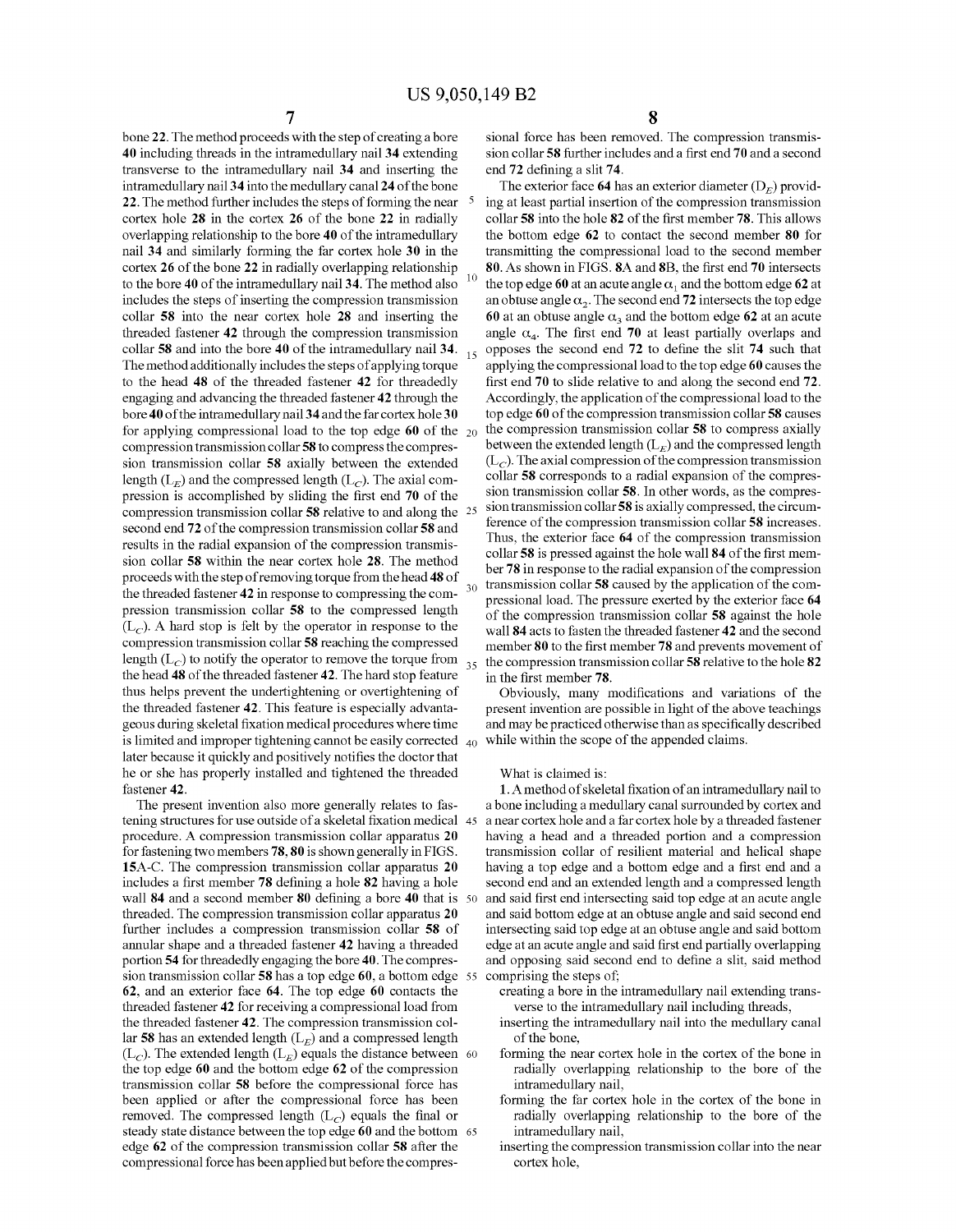bone 22. The method proceeds with the step of creating a bore 40 including threads in the intramedullary nail 34 extending transverse to the intramedullary nail 34 and inserting the intramedullary nail 34 into the medullary canal 24 of the bone 22. The method further includes the steps of forming the near cortex hole 28 in the cortex 26 of the bone 22 in radially overlapping relationship to the bore 40 of the intramedullary nail 34 and similarly forming the far cortex hole 30 in the cortex 26 of the bone 22 in radially overlapping relationship to the bore 40 of the intramedullary nail 34. The method also includes the steps of inserting the compression transmission collar 58 into the near cortex hole 28 and inserting the threaded fastener 42 through the compression transmission collar 58 and into the bore 40 of the intramedullary nail 34. The method additionally includes the steps of applying torque to the head 48 of the threaded fastener 42 for threadedly engaging and advancing the threaded fastener 42 through the bore 40 of the intramedullary nail 34 and the far cortex hole 30 for applying compressional load to the top edge 60 of the compression transmission collar 58 to compress the compression transmission collar 58 axially between the extended length ($L_E$) and the compressed length ($L_C$). The axial compression is accomplished by sliding the first end 70 of the compression transmission collar 58 relative to and along the second end 72 of the compression transmission collar 58 and results in the radial expansion of the compression transmission collar 58 within the near cortex hole 28. The method proceeds with the step of removing torque from the head 48 of the threaded fastener 42 in response to compressing the compression transmission collar 58 to the compressed length ($L_C$). A hard stop is felt by the operator in response to the compression transmission collar 58 reaching the compressed length ($L_C$) to notify the operator to remove the torque from the head 48 of the threaded fastener 42. The hard stop feature thus helps prevent the undertightening or overtightening of the threaded fastener 42. This feature is especially advantageous during skeletal fixation medical procedures where time is limited and improper tightening cannot be easily corrected later because it quickly and positively notifies the doctor that he or she has properly installed and tightened the threaded fastener 42.

The present invention also more generally relates to fastening structures for use outside of a skeletal fixation medical procedure. A compression transmission collar apparatus 20 for fastening two members 78, 80 is shown generally in FIGS. 15A-C. The compression transmission collar apparatus 20 includes a first member 78 defining a hole 82 having a hole wall 84 and a second member 80 defining a bore 40 that is threaded. The compression transmission collar apparatus 20 further includes a compression transmission collar 58 of annular shape and a threaded fastener 42 having a threaded portion 54 for threadedly engaging the bore 40. The compression transmission collar 58 has a top edge 60, a bottom edge 62, and an exterior face 64. The top edge 60 contacts the threaded fastener 42 for receiving a compressional load from the threaded fastener 42. The compression transmission collar 58 has an extended length ($L_E$) and a compressed length ($L_C$). The extended length ($L_E$) equals the distance between the top edge 60 and the bottom edge 62 of the compression transmission collar 58 before the compressional force has been applied or after the compressional force has been removed. The compressed length ($L_C$) equals the final or steady state distance between the top edge 60 and the bottom edge 62 of the compression transmission collar 58 after the compressional force has been applied but before the compressional force has been removed. The compression transmission collar 58 further includes and a first end 70 and a second end 72 defining a slit 74.

The exterior face 64 has an exterior diameter ($D_E$) providing at least partial insertion of the compression transmission collar 58 into the hole 82 of the first member 78. This allows the bottom edge 62 to contact the second member 80 for transmitting the compressional load to the second member 80. As shown in FIGS. 8A and 8B, the first end 70 intersects the top edge 60 at an acute angle $\alpha_1$ and the bottom edge 62 at an obtuse angle $\alpha_2$. The second end 72 intersects the top edge 60 at an obtuse angle $\alpha_3$ and the bottom edge 62 at an acute angle $\alpha_4$. The first end 70 at least partially overlaps and opposes the second end 72 to define the slit 74 such that applying the compressional load to the top edge 60 causes the first end 70 to slide relative to and along the second end 72. Accordingly, the application of the compressional load to the top edge 60 of the compression transmission collar 58 causes the compression transmission collar 58 to compress axially between the extended length ($L_E$) and the compressed length ($L_C$). The axial compression of the compression transmission collar 58 corresponds to a radial expansion of the compression transmission collar 58. In other words, as the compression transmission collar 58 is axially compressed, the circumference of the compression transmission collar 58 increases. Thus, the exterior face 64 of the compression transmission collar 58 is pressed against the hole wall 84 of the first member 78 in response to the radial expansion of the compression transmission collar 58 caused by the application of the compressional load. The pressure exerted by the exterior face 64 of the compression transmission collar 58 against the hole wall 84 acts to fasten the threaded fastener 42 and the second member 80 to the first member 78 and prevents movement of the compression transmission collar 58 relative to the hole 82 in the first member 78.

Obviously, many modifications and variations of the present invention are possible in light of the above teachings and may be practiced otherwise than as specifically described while within the scope of the appended claims.

What is claimed is:

1. A method of skeletal fixation of an intramedullary nail to a bone including a medullary canal surrounded by cortex and a near cortex hole and a far cortex hole by a threaded fastener having a head and a threaded portion and a compression transmission collar of resilient material and helical shape having a top edge and a bottom edge and a first end and a second end and an extended length and a compressed length and said first end intersecting said top edge at an acute angle and said bottom edge at an obtuse angle and said second end intersecting said top edge at an obtuse angle and said bottom edge at an acute angle and said first end partially overlapping and opposing said second end to define a slit, said method comprising the steps of;

- creating a bore in the intramedullary nail extending transverse to the intramedullary nail including threads,
- inserting the intramedullary nail into the medullary canal of the bone,
- forming the near cortex hole in the cortex of the bone in radially overlapping relationship to the bore of the intramedullary nail,
- forming the far cortex hole in the cortex of the bone in radially overlapping relationship to the bore of the intramedullary nail,
- inserting the compression transmission collar into the near cortex hole,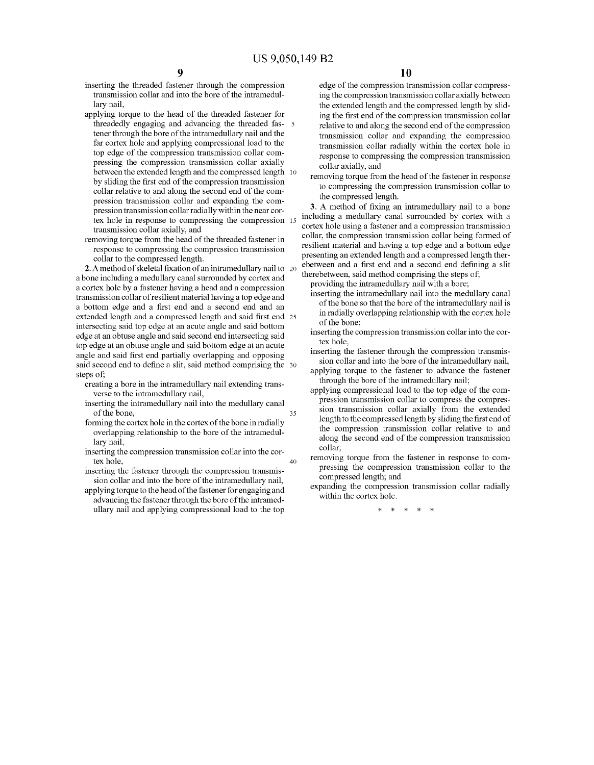- inserting the threaded fastener through the compression transmission collar and into the bore of the intramedullary nail,
- applying torque to the head of the threaded fastener for threadedly engaging and advancing the threaded fastener through the bore of the intramedullary nail and the far cortex hole and applying compressional load to the top edge of the compression transmission collar compressing the compression transmission collar axially between the extended length and the compressed length by sliding the first end of the compression transmission collar relative to and along the second end of the compression transmission collar and expanding the compression transmission collar radially within the near cortex hole in response to compressing the compression transmission collar axially, and
- removing torque from the head of the threaded fastener in response to compressing the compression transmission collar to the compressed length.

**2.** A method of skeletal fixation of an intramedullary nail to a bone including a medullary canal surrounded by cortex and a cortex hole by a fastener having a head and a compression transmission collar of resilient material having a top edge and a bottom edge and a first end and a second end and an extended length and a compressed length and said first end intersecting said top edge at an acute angle and said bottom edge at an obtuse angle and said second end intersecting said top edge at an obtuse angle and said bottom edge at an acute angle and said first end partially overlapping and opposing said second end to define a slit, said method comprising the steps of;

- creating a bore in the intramedullary nail extending transverse to the intramedullary nail,
- inserting the intramedullary nail into the medullary canal of the bone,
- forming the cortex hole in the cortex of the bone in radially overlapping relationship to the bore of the intramedullary nail,
- inserting the compression transmission collar into the cortex hole,
- inserting the fastener through the compression transmission collar and into the bore of the intramedullary nail,
- applying torque to the head of the fastener for engaging and advancing the fastener through the bore of the intramedullary nail and applying compressional load to the top edge of the compression transmission collar compressing the compression transmission collar axially between the extended length and the compressed length by sliding the first end of the compression transmission collar relative to and along the second end of the compression transmission collar and expanding the compression transmission collar radially within the cortex hole in response to compressing the compression transmission collar axially, and
- removing torque from the head of the fastener in response to compressing the compression transmission collar to the compressed length.

**3.** A method of fixing an intramedullary nail to a bone including a medullary canal surrounded by cortex with a cortex hole using a fastener and a compression transmission collar, the compression transmission collar being formed of resilient material and having a top edge and a bottom edge presenting an extended length and a compressed length therebetween and a first end and a second end defining a slit therebetween, said method comprising the steps of;

- providing the intramedullary nail with a bore;
- inserting the intramedullary nail into the medullary canal of the bone so that the bore of the intramedullary nail is in radially overlapping relationship with the cortex hole of the bone;
- inserting the compression transmission collar into the cortex hole,
- inserting the fastener through the compression transmission collar and into the bore of the intramedullary nail,
- applying torque to the fastener to advance the fastener through the bore of the intramedullary nail;
- applying compressional load to the top edge of the compression transmission collar to compress the compression transmission collar axially from the extended length to the compressed length by sliding the first end of the compression transmission collar relative to and along the second end of the compression transmission collar;
- removing torque from the fastener in response to compressing the compression transmission collar to the compressed length; and
- expanding the compression transmission collar radially within the cortex hole.

* * * * *